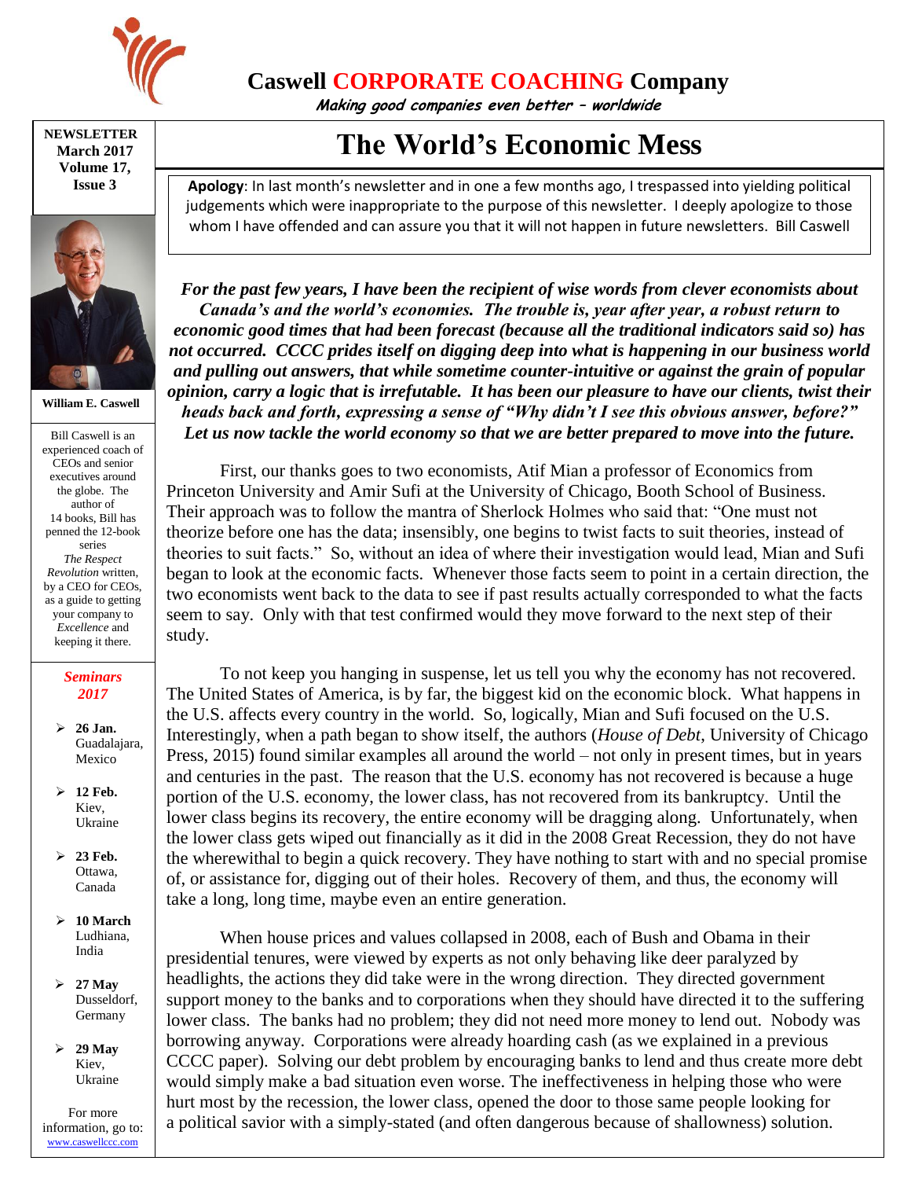# Caswell CORPORATE COACHING Company

*Making good companies even better – worldwide*

**NEWSLETTER**
**March 2017**
**Volume 17, Issue 3**

**William E. Caswell**

Bill Caswell is an experienced coach of CEOs and senior executives around the globe. The author of 14 books, Bill has penned the 12-book series *The Respect Revolution* written, by a CEO for CEOs, as a guide to getting your company to *Excellence* and keeping it there.

***Seminars 2017***

- **26 Jan.** Guadalajara, Mexico
- **12 Feb.** Kiev, Ukraine
- **23 Feb.** Ottawa, Canada
- **10 March** Ludhiana, India
- **27 May** Dusseldorf, Germany
- **29 May** Kiev, Ukraine

For more information, go to: www.caswellccc.com

# The World's Economic Mess

**Apology**: In last month's newsletter and in one a few months ago, I trespassed into yielding political judgements which were inappropriate to the purpose of this newsletter. I deeply apologize to those whom I have offended and can assure you that it will not happen in future newsletters. Bill Caswell

***For the past few years, I have been the recipient of wise words from clever economists about Canada's and the world's economies. The trouble is, year after year, a robust return to economic good times that had been forecast (because all the traditional indicators said so) has not occurred. CCCC prides itself on digging deep into what is happening in our business world and pulling out answers, that while sometime counter-intuitive or against the grain of popular opinion, carry a logic that is irrefutable. It has been our pleasure to have our clients, twist their heads back and forth, expressing a sense of "Why didn't I see this obvious answer, before?" Let us now tackle the world economy so that we are better prepared to move into the future.***

First, our thanks goes to two economists, Atif Mian a professor of Economics from Princeton University and Amir Sufi at the University of Chicago, Booth School of Business. Their approach was to follow the mantra of Sherlock Holmes who said that: "One must not theorize before one has the data; insensibly, one begins to twist facts to suit theories, instead of theories to suit facts." So, without an idea of where their investigation would lead, Mian and Sufi began to look at the economic facts. Whenever those facts seem to point in a certain direction, the two economists went back to the data to see if past results actually corresponded to what the facts seem to say. Only with that test confirmed would they move forward to the next step of their study.

To not keep you hanging in suspense, let us tell you why the economy has not recovered. The United States of America, is by far, the biggest kid on the economic block. What happens in the U.S. affects every country in the world. So, logically, Mian and Sufi focused on the U.S. Interestingly, when a path began to show itself, the authors (*House of Debt*, University of Chicago Press, 2015) found similar examples all around the world – not only in present times, but in years and centuries in the past. The reason that the U.S. economy has not recovered is because a huge portion of the U.S. economy, the lower class, has not recovered from its bankruptcy. Until the lower class begins its recovery, the entire economy will be dragging along. Unfortunately, when the lower class gets wiped out financially as it did in the 2008 Great Recession, they do not have the wherewithal to begin a quick recovery. They have nothing to start with and no special promise of, or assistance for, digging out of their holes. Recovery of them, and thus, the economy will take a long, long time, maybe even an entire generation.

When house prices and values collapsed in 2008, each of Bush and Obama in their presidential tenures, were viewed by experts as not only behaving like deer paralyzed by headlights, the actions they did take were in the wrong direction. They directed government support money to the banks and to corporations when they should have directed it to the suffering lower class. The banks had no problem; they did not need more money to lend out. Nobody was borrowing anyway. Corporations were already hoarding cash (as we explained in a previous CCCC paper). Solving our debt problem by encouraging banks to lend and thus create more debt would simply make a bad situation even worse. The ineffectiveness in helping those who were hurt most by the recession, the lower class, opened the door to those same people looking for a political savior with a simply-stated (and often dangerous because of shallowness) solution.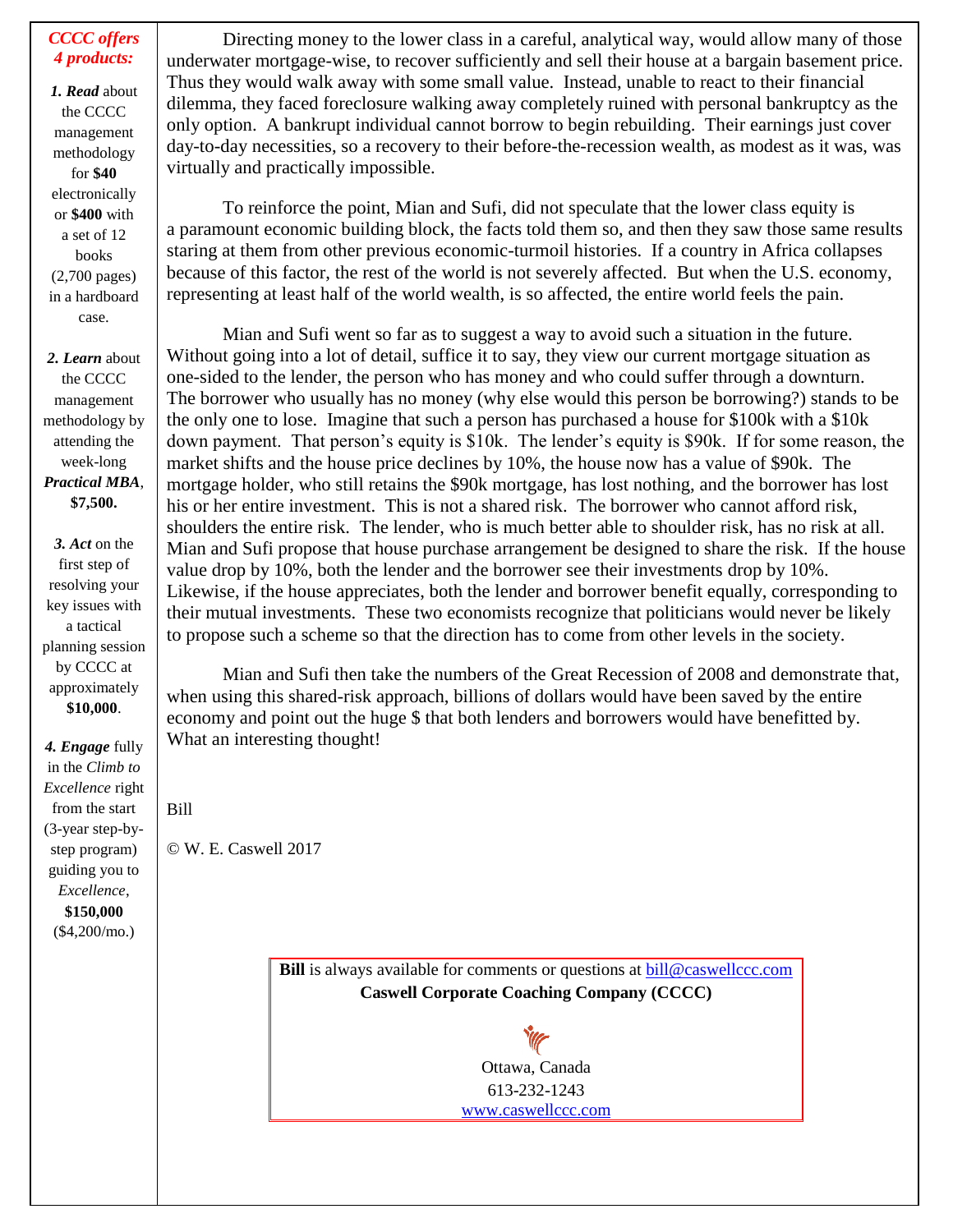***CCCC offers 4 products:***

***1. Read*** about the CCCC management methodology for **$40** electronically or **$400** with a set of 12 books (2,700 pages) in a hardboard case.

***2. Learn*** about the CCCC management methodology by attending the week-long ***Practical MBA***, **$7,500.**

***3. Act*** on the first step of resolving your key issues with a tactical planning session by CCCC at approximately **$10,000**.

***4. Engage*** fully in the *Climb to Excellence* right from the start (3-year step-by-step program) guiding you to *Excellence*, **$150,000** ($4,200/mo.)

Directing money to the lower class in a careful, analytical way, would allow many of those underwater mortgage-wise, to recover sufficiently and sell their house at a bargain basement price. Thus they would walk away with some small value. Instead, unable to react to their financial dilemma, they faced foreclosure walking away completely ruined with personal bankruptcy as the only option. A bankrupt individual cannot borrow to begin rebuilding. Their earnings just cover day-to-day necessities, so a recovery to their before-the-recession wealth, as modest as it was, was virtually and practically impossible.

To reinforce the point, Mian and Sufi, did not speculate that the lower class equity is a paramount economic building block, the facts told them so, and then they saw those same results staring at them from other previous economic-turmoil histories. If a country in Africa collapses because of this factor, the rest of the world is not severely affected. But when the U.S. economy, representing at least half of the world wealth, is so affected, the entire world feels the pain.

Mian and Sufi went so far as to suggest a way to avoid such a situation in the future. Without going into a lot of detail, suffice it to say, they view our current mortgage situation as one-sided to the lender, the person who has money and who could suffer through a downturn. The borrower who usually has no money (why else would this person be borrowing?) stands to be the only one to lose. Imagine that such a person has purchased a house for $100k with a $10k down payment. That person's equity is $10k. The lender's equity is $90k. If for some reason, the market shifts and the house price declines by 10%, the house now has a value of $90k. The mortgage holder, who still retains the $90k mortgage, has lost nothing, and the borrower has lost his or her entire investment. This is not a shared risk. The borrower who cannot afford risk, shoulders the entire risk. The lender, who is much better able to shoulder risk, has no risk at all. Mian and Sufi propose that house purchase arrangement be designed to share the risk. If the house value drop by 10%, both the lender and the borrower see their investments drop by 10%. Likewise, if the house appreciates, both the lender and borrower benefit equally, corresponding to their mutual investments. These two economists recognize that politicians would never be likely to propose such a scheme so that the direction has to come from other levels in the society.

Mian and Sufi then take the numbers of the Great Recession of 2008 and demonstrate that, when using this shared-risk approach, billions of dollars would have been saved by the entire economy and point out the huge $ that both lenders and borrowers would have benefitted by. What an interesting thought!

Bill

© W. E. Caswell 2017

**Bill** is always available for comments or questions at bill@caswellccc.com
**Caswell Corporate Coaching Company (CCCC)**

Ottawa, Canada
613-232-1243
www.caswellccc.com